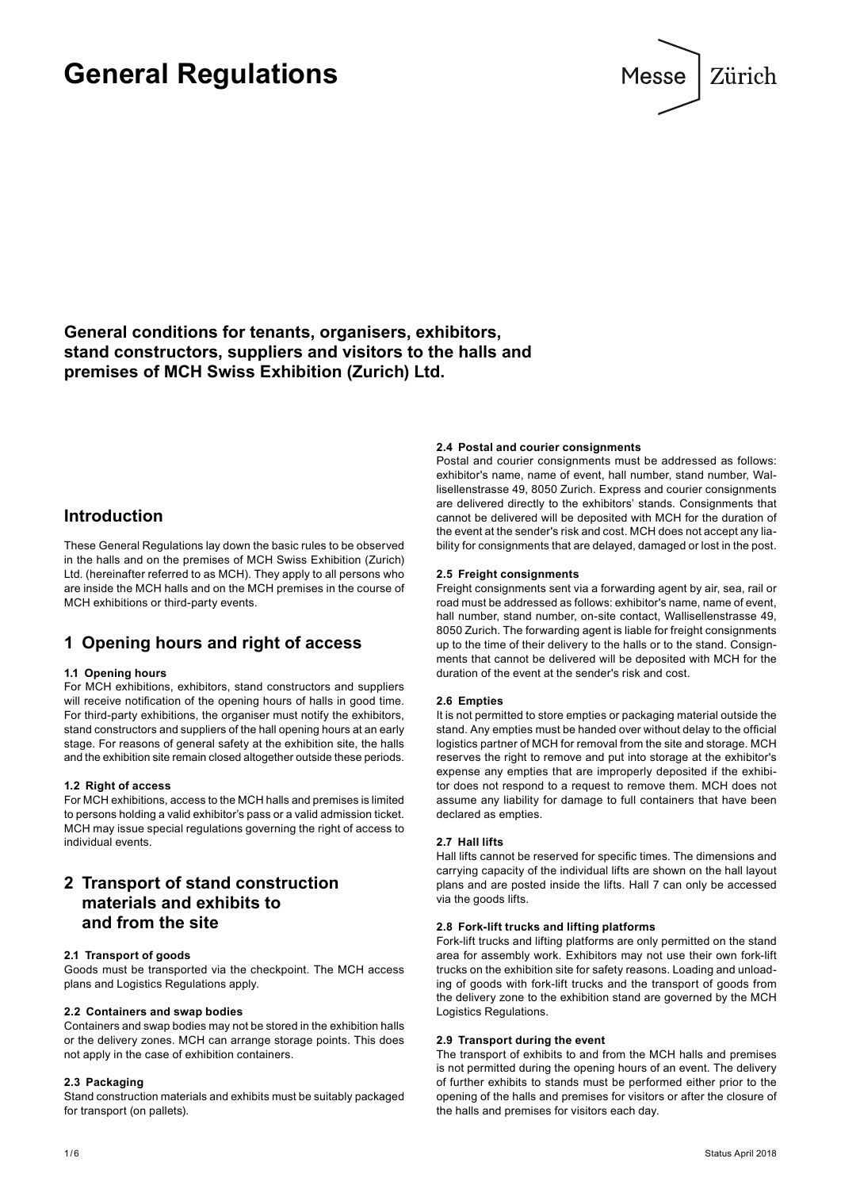# General Regulations

**General conditions for tenants, organisers, exhibitors, stand constructors, suppliers and visitors to the halls and premises of MCH Swiss Exhibition (Zurich) Ltd.**

## Introduction

These General Regulations lay down the basic rules to be observed in the halls and on the premises of MCH Swiss Exhibition (Zurich) Ltd. (hereinafter referred to as MCH). They apply to all persons who are inside the MCH halls and on the MCH premises in the course of MCH exhibitions or third-party events.

## 1 Opening hours and right of access

#### 1.1 Opening hours

For MCH exhibitions, exhibitors, stand constructors and suppliers will receive notification of the opening hours of halls in good time. For third-party exhibitions, the organiser must notify the exhibitors, stand constructors and suppliers of the hall opening hours at an early stage. For reasons of general safety at the exhibition site, the halls and the exhibition site remain closed altogether outside these periods.

#### 1.2 Right of access

For MCH exhibitions, access to the MCH halls and premises is limited to persons holding a valid exhibitor's pass or a valid admission ticket. MCH may issue special regulations governing the right of access to individual events.

## 2 Transport of stand construction materials and exhibits to and from the site

#### 2.1 Transport of goods

Goods must be transported via the checkpoint. The MCH access plans and Logistics Regulations apply.

#### 2.2 Containers and swap bodies

Containers and swap bodies may not be stored in the exhibition halls or the delivery zones. MCH can arrange storage points. This does not apply in the case of exhibition containers.

#### 2.3 Packaging

Stand construction materials and exhibits must be suitably packaged for transport (on pallets).

#### 2.4 Postal and courier consignments

Postal and courier consignments must be addressed as follows: exhibitor's name, name of event, hall number, stand number, Wallisellenstrasse 49, 8050 Zurich. Express and courier consignments are delivered directly to the exhibitors' stands. Consignments that cannot be delivered will be deposited with MCH for the duration of the event at the sender's risk and cost. MCH does not accept any liability for consignments that are delayed, damaged or lost in the post.

#### 2.5 Freight consignments

Freight consignments sent via a forwarding agent by air, sea, rail or road must be addressed as follows: exhibitor's name, name of event, hall number, stand number, on-site contact, Wallisellenstrasse 49, 8050 Zurich. The forwarding agent is liable for freight consignments up to the time of their delivery to the halls or to the stand. Consignments that cannot be delivered will be deposited with MCH for the duration of the event at the sender's risk and cost.

#### 2.6 Empties

It is not permitted to store empties or packaging material outside the stand. Any empties must be handed over without delay to the official logistics partner of MCH for removal from the site and storage. MCH reserves the right to remove and put into storage at the exhibitor's expense any empties that are improperly deposited if the exhibitor does not respond to a request to remove them. MCH does not assume any liability for damage to full containers that have been declared as empties.

#### 2.7 Hall lifts

Hall lifts cannot be reserved for specific times. The dimensions and carrying capacity of the individual lifts are shown on the hall layout plans and are posted inside the lifts. Hall 7 can only be accessed via the goods lifts.

#### 2.8 Fork-lift trucks and lifting platforms

Fork-lift trucks and lifting platforms are only permitted on the stand area for assembly work. Exhibitors may not use their own fork-lift trucks on the exhibition site for safety reasons. Loading and unloading of goods with fork-lift trucks and the transport of goods from the delivery zone to the exhibition stand are governed by the MCH Logistics Regulations.

#### 2.9 Transport during the event

The transport of exhibits to and from the MCH halls and premises is not permitted during the opening hours of an event. The delivery of further exhibits to stands must be performed either prior to the opening of the halls and premises for visitors or after the closure of the halls and premises for visitors each day.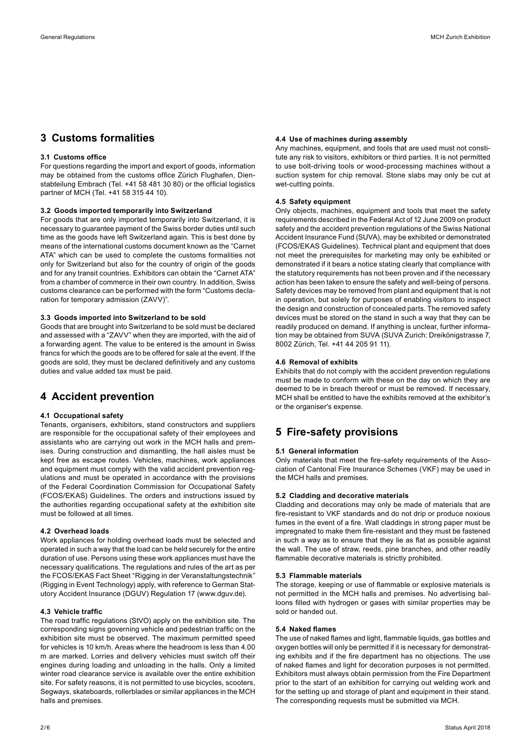## 3 Customs formalities

### 3.1 Customs office

For questions regarding the import and export of goods, information may be obtained from the customs office Zürich Flughafen, Dienstabteilung Embrach (Tel. +41 58 481 30 80) or the official logistics partner of MCH (Tel. +41 58 315 44 10).

### 3.2 Goods imported temporarily into Switzerland

For goods that are only imported temporarily into Switzerland, it is necessary to guarantee payment of the Swiss border duties until such time as the goods have left Switzerland again. This is best done by means of the international customs document known as the "Carnet ATA" which can be used to complete the customs formalities not only for Switzerland but also for the country of origin of the goods and for any transit countries. Exhibitors can obtain the "Carnet ATA" from a chamber of commerce in their own country. In addition, Swiss customs clearance can be performed with the form "Customs declaration for temporary admission (ZAVV)".

### 3.3 Goods imported into Switzerland to be sold

Goods that are brought into Switzerland to be sold must be declared and assessed with a "ZAVV" when they are imported, with the aid of a forwarding agent. The value to be entered is the amount in Swiss francs for which the goods are to be offered for sale at the event. If the goods are sold, they must be declared definitively and any customs duties and value added tax must be paid.

## 4 Accident prevention

### 4.1 Occupational safety

Tenants, organisers, exhibitors, stand constructors and suppliers are responsible for the occupational safety of their employees and assistants who are carrying out work in the MCH halls and premises. During construction and dismantling, the hall aisles must be kept free as escape routes. Vehicles, machines, work appliances and equipment must comply with the valid accident prevention regulations and must be operated in accordance with the provisions of the Federal Coordination Commission for Occupational Safety (FCOS/EKAS) Guidelines. The orders and instructions issued by the authorities regarding occupational safety at the exhibition site must be followed at all times.

### 4.2 Overhead loads

Work appliances for holding overhead loads must be selected and operated in such a way that the load can be held securely for the entire duration of use. Persons using these work appliances must have the necessary qualifications. The regulations and rules of the art as per the FCOS/EKAS Fact Sheet "Rigging in der Veranstaltungstechnik" (Rigging in Event Technology) apply, with reference to German Statutory Accident Insurance (DGUV) Regulation 17 (www.dguv.de).

### 4.3 Vehicle traffic

The road traffic regulations (StVO) apply on the exhibition site. The corresponding signs governing vehicle and pedestrian traffic on the exhibition site must be observed. The maximum permitted speed for vehicles is 10 km/h. Areas where the headroom is less than 4.00 m are marked. Lorries and delivery vehicles must switch off their engines during loading and unloading in the halls. Only a limited winter road clearance service is available over the entire exhibition site. For safety reasons, it is not permitted to use bicycles, scooters, Segways, skateboards, rollerblades or similar appliances in the MCH halls and premises.

### 4.4 Use of machines during assembly

Any machines, equipment, and tools that are used must not constitute any risk to visitors, exhibitors or third parties. It is not permitted to use bolt-driving tools or wood-processing machines without a suction system for chip removal. Stone slabs may only be cut at wet-cutting points.

### 4.5 Safety equipment

Only objects, machines, equipment and tools that meet the safety requirements described in the Federal Act of 12 June 2009 on product safety and the accident prevention regulations of the Swiss National Accident Insurance Fund (SUVA), may be exhibited or demonstrated (FCOS/EKAS Guidelines). Technical plant and equipment that does not meet the prerequisites for marketing may only be exhibited or demonstrated if it bears a notice stating clearly that compliance with the statutory requirements has not been proven and if the necessary action has been taken to ensure the safety and well-being of persons. Safety devices may be removed from plant and equipment that is not in operation, but solely for purposes of enabling visitors to inspect the design and construction of concealed parts. The removed safety devices must be stored on the stand in such a way that they can be readily produced on demand. If anything is unclear, further information may be obtained from SUVA (SUVA Zurich: Dreikönigstrasse 7, 8002 Zürich, Tel. +41 44 205 91 11).

### 4.6 Removal of exhibits

Exhibits that do not comply with the accident prevention regulations must be made to conform with these on the day on which they are deemed to be in breach thereof or must be removed. If necessary, MCH shall be entitled to have the exhibits removed at the exhibitor's or the organiser's expense.

## 5 Fire-safety provisions

### 5.1 General information

Only materials that meet the fire-safety requirements of the Association of Cantonal Fire Insurance Schemes (VKF) may be used in the MCH halls and premises.

### 5.2 Cladding and decorative materials

Cladding and decorations may only be made of materials that are fire-resistant to VKF standards and do not drip or produce noxious fumes in the event of a fire. Wall claddings in strong paper must be impregnated to make them fire-resistant and they must be fastened in such a way as to ensure that they lie as flat as possible against the wall. The use of straw, reeds, pine branches, and other readily flammable decorative materials is strictly prohibited.

### 5.3 Flammable materials

The storage, keeping or use of flammable or explosive materials is not permitted in the MCH halls and premises. No advertising balloons filled with hydrogen or gases with similar properties may be sold or handed out.

### 5.4 Naked flames

The use of naked flames and light, flammable liquids, gas bottles and oxygen bottles will only be permitted if it is necessary for demonstrating exhibits and if the fire department has no objections. The use of naked flames and light for decoration purposes is not permitted. Exhibitors must always obtain permission from the Fire Department prior to the start of an exhibition for carrying out welding work and for the setting up and storage of plant and equipment in their stand. The corresponding requests must be submitted via MCH.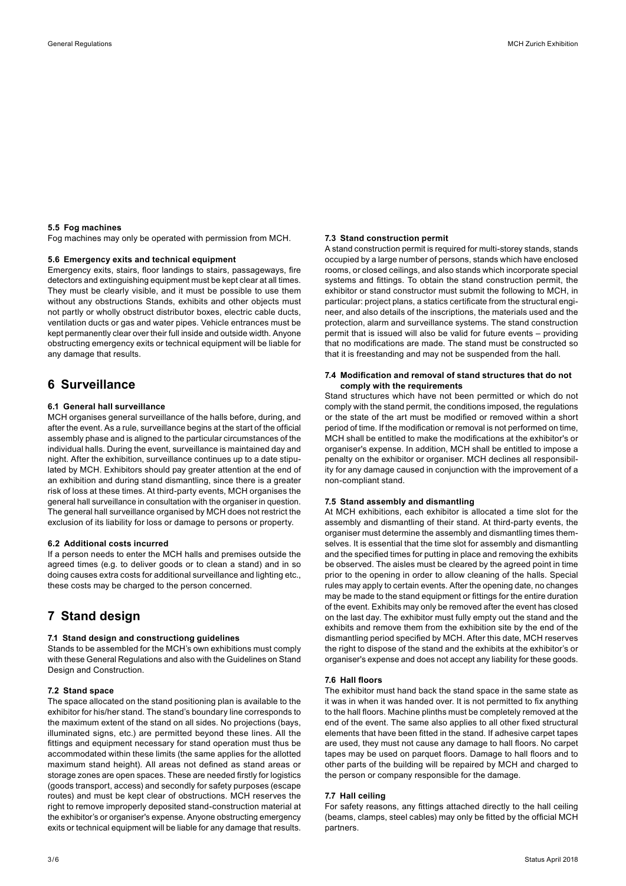#### 5.5 Fog machines

Fog machines may only be operated with permission from MCH.

#### 5.6 Emergency exits and technical equipment

Emergency exits, stairs, floor landings to stairs, passageways, fire detectors and extinguishing equipment must be kept clear at all times. They must be clearly visible, and it must be possible to use them without any obstructions Stands, exhibits and other objects must not partly or wholly obstruct distributor boxes, electric cable ducts, ventilation ducts or gas and water pipes. Vehicle entrances must be kept permanently clear over their full inside and outside width. Anyone obstructing emergency exits or technical equipment will be liable for any damage that results.

## 6 Surveillance

#### 6.1 General hall surveillance

MCH organises general surveillance of the halls before, during, and after the event. As a rule, surveillance begins at the start of the official assembly phase and is aligned to the particular circumstances of the individual halls. During the event, surveillance is maintained day and night. After the exhibition, surveillance continues up to a date stipulated by MCH. Exhibitors should pay greater attention at the end of an exhibition and during stand dismantling, since there is a greater risk of loss at these times. At third-party events, MCH organises the general hall surveillance in consultation with the organiser in question. The general hall surveillance organised by MCH does not restrict the exclusion of its liability for loss or damage to persons or property.

#### 6.2 Additional costs incurred

If a person needs to enter the MCH halls and premises outside the agreed times (e.g. to deliver goods or to clean a stand) and in so doing causes extra costs for additional surveillance and lighting etc., these costs may be charged to the person concerned.

## 7 Stand design

#### 7.1 Stand design and constructiong guidelines

Stands to be assembled for the MCH's own exhibitions must comply with these General Regulations and also with the Guidelines on Stand Design and Construction.

#### 7.2 Stand space

The space allocated on the stand positioning plan is available to the exhibitor for his/her stand. The stand's boundary line corresponds to the maximum extent of the stand on all sides. No projections (bays, illuminated signs, etc.) are permitted beyond these lines. All the fittings and equipment necessary for stand operation must thus be accommodated within these limits (the same applies for the allotted maximum stand height). All areas not defined as stand areas or storage zones are open spaces. These are needed firstly for logistics (goods transport, access) and secondly for safety purposes (escape routes) and must be kept clear of obstructions. MCH reserves the right to remove improperly deposited stand-construction material at the exhibitor's or organiser's expense. Anyone obstructing emergency exits or technical equipment will be liable for any damage that results.

#### 7.3 Stand construction permit

A stand construction permit is required for multi-storey stands, stands occupied by a large number of persons, stands which have enclosed rooms, or closed ceilings, and also stands which incorporate special systems and fittings. To obtain the stand construction permit, the exhibitor or stand constructor must submit the following to MCH, in particular: project plans, a statics certificate from the structural engineer, and also details of the inscriptions, the materials used and the protection, alarm and surveillance systems. The stand construction permit that is issued will also be valid for future events – providing that no modifications are made. The stand must be constructed so that it is freestanding and may not be suspended from the hall.

#### 7.4 Modification and removal of stand structures that do not comply with the requirements

Stand structures which have not been permitted or which do not comply with the stand permit, the conditions imposed, the regulations or the state of the art must be modified or removed within a short period of time. If the modification or removal is not performed on time, MCH shall be entitled to make the modifications at the exhibitor's or organiser's expense. In addition, MCH shall be entitled to impose a penalty on the exhibitor or organiser. MCH declines all responsibility for any damage caused in conjunction with the improvement of a non-compliant stand.

#### 7.5 Stand assembly and dismantling

At MCH exhibitions, each exhibitor is allocated a time slot for the assembly and dismantling of their stand. At third-party events, the organiser must determine the assembly and dismantling times themselves. It is essential that the time slot for assembly and dismantling and the specified times for putting in place and removing the exhibits be observed. The aisles must be cleared by the agreed point in time prior to the opening in order to allow cleaning of the halls. Special rules may apply to certain events. After the opening date, no changes may be made to the stand equipment or fittings for the entire duration of the event. Exhibits may only be removed after the event has closed on the last day. The exhibitor must fully empty out the stand and the exhibits and remove them from the exhibition site by the end of the dismantling period specified by MCH. After this date, MCH reserves the right to dispose of the stand and the exhibits at the exhibitor's or organiser's expense and does not accept any liability for these goods.

#### 7.6 Hall floors

The exhibitor must hand back the stand space in the same state as it was in when it was handed over. It is not permitted to fix anything to the hall floors. Machine plinths must be completely removed at the end of the event. The same also applies to all other fixed structural elements that have been fitted in the stand. If adhesive carpet tapes are used, they must not cause any damage to hall floors. No carpet tapes may be used on parquet floors. Damage to hall floors and to other parts of the building will be repaired by MCH and charged to the person or company responsible for the damage.

#### 7.7 Hall ceiling

For safety reasons, any fittings attached directly to the hall ceiling (beams, clamps, steel cables) may only be fitted by the official MCH partners.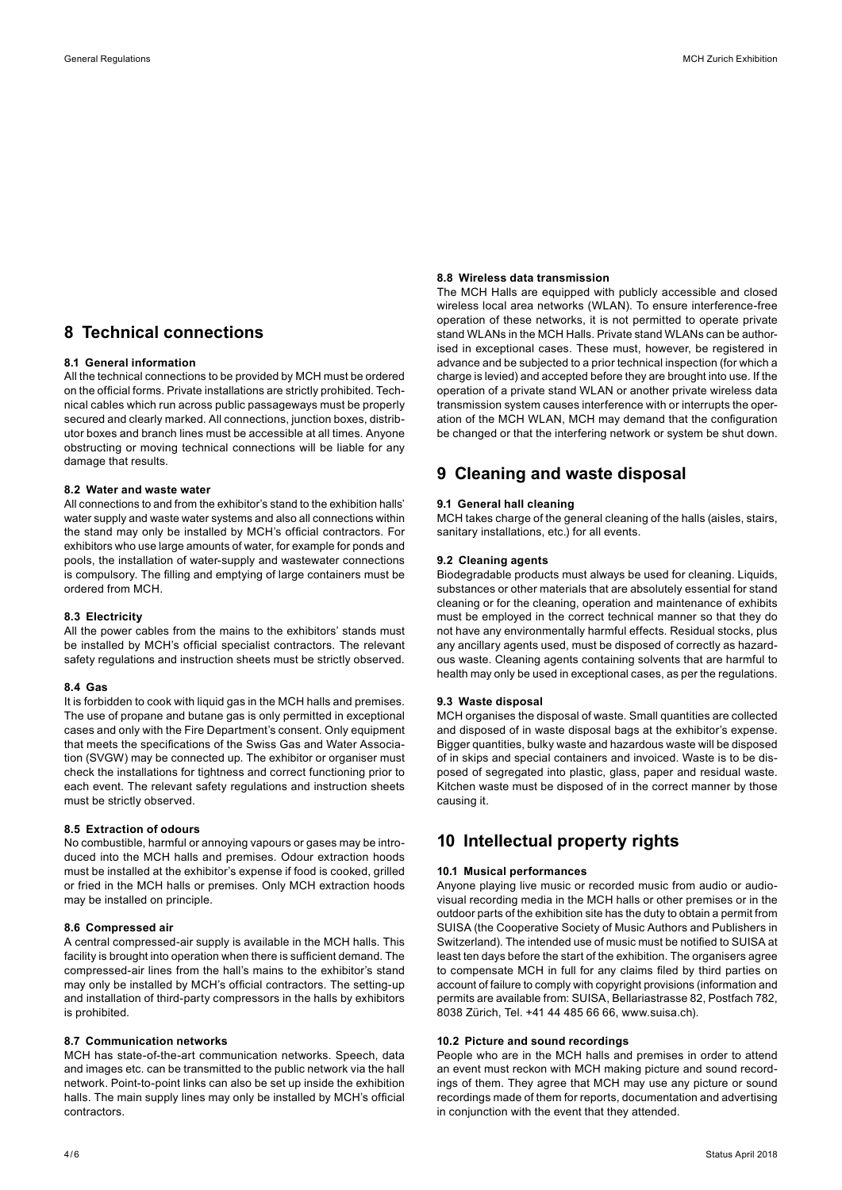## 8 Technical connections

### 8.1 General information

All the technical connections to be provided by MCH must be ordered on the official forms. Private installations are strictly prohibited. Technical cables which run across public passageways must be properly secured and clearly marked. All connections, junction boxes, distributor boxes and branch lines must be accessible at all times. Anyone obstructing or moving technical connections will be liable for any damage that results.

### 8.2 Water and waste water

All connections to and from the exhibitor's stand to the exhibition halls' water supply and waste water systems and also all connections within the stand may only be installed by MCH's official contractors. For exhibitors who use large amounts of water, for example for ponds and pools, the installation of water-supply and wastewater connections is compulsory. The filling and emptying of large containers must be ordered from MCH.

### 8.3 Electricity

All the power cables from the mains to the exhibitors' stands must be installed by MCH's official specialist contractors. The relevant safety regulations and instruction sheets must be strictly observed.

### 8.4 Gas

It is forbidden to cook with liquid gas in the MCH halls and premises. The use of propane and butane gas is only permitted in exceptional cases and only with the Fire Department's consent. Only equipment that meets the specifications of the Swiss Gas and Water Association (SVGW) may be connected up. The exhibitor or organiser must check the installations for tightness and correct functioning prior to each event. The relevant safety regulations and instruction sheets must be strictly observed.

### 8.5 Extraction of odours

No combustible, harmful or annoying vapours or gases may be introduced into the MCH halls and premises. Odour extraction hoods must be installed at the exhibitor's expense if food is cooked, grilled or fried in the MCH halls or premises. Only MCH extraction hoods may be installed on principle.

### 8.6 Compressed air

A central compressed-air supply is available in the MCH halls. This facility is brought into operation when there is sufficient demand. The compressed-air lines from the hall's mains to the exhibitor's stand may only be installed by MCH's official contractors. The setting-up and installation of third-party compressors in the halls by exhibitors is prohibited.

### 8.7 Communication networks

MCH has state-of-the-art communication networks. Speech, data and images etc. can be transmitted to the public network via the hall network. Point-to-point links can also be set up inside the exhibition halls. The main supply lines may only be installed by MCH's official contractors.

### 8.8 Wireless data transmission

The MCH Halls are equipped with publicly accessible and closed wireless local area networks (WLAN). To ensure interference-free operation of these networks, it is not permitted to operate private stand WLANs in the MCH Halls. Private stand WLANs can be authorised in exceptional cases. These must, however, be registered in advance and be subjected to a prior technical inspection (for which a charge is levied) and accepted before they are brought into use. If the operation of a private stand WLAN or another private wireless data transmission system causes interference with or interrupts the operation of the MCH WLAN, MCH may demand that the configuration be changed or that the interfering network or system be shut down.

## 9 Cleaning and waste disposal

### 9.1 General hall cleaning

MCH takes charge of the general cleaning of the halls (aisles, stairs, sanitary installations, etc.) for all events.

### 9.2 Cleaning agents

Biodegradable products must always be used for cleaning. Liquids, substances or other materials that are absolutely essential for stand cleaning or for the cleaning, operation and maintenance of exhibits must be employed in the correct technical manner so that they do not have any environmentally harmful effects. Residual stocks, plus any ancillary agents used, must be disposed of correctly as hazardous waste. Cleaning agents containing solvents that are harmful to health may only be used in exceptional cases, as per the regulations.

### 9.3 Waste disposal

MCH organises the disposal of waste. Small quantities are collected and disposed of in waste disposal bags at the exhibitor's expense. Bigger quantities, bulky waste and hazardous waste will be disposed of in skips and special containers and invoiced. Waste is to be disposed of segregated into plastic, glass, paper and residual waste. Kitchen waste must be disposed of in the correct manner by those causing it.

## 10 Intellectual property rights

### 10.1 Musical performances

Anyone playing live music or recorded music from audio or audiovisual recording media in the MCH halls or other premises or in the outdoor parts of the exhibition site has the duty to obtain a permit from SUISA (the Cooperative Society of Music Authors and Publishers in Switzerland). The intended use of music must be notified to SUISA at least ten days before the start of the exhibition. The organisers agree to compensate MCH in full for any claims filed by third parties on account of failure to comply with copyright provisions (information and permits are available from: SUISA, Bellariastrasse 82, Postfach 782, 8038 Zürich, Tel. +41 44 485 66 66, www.suisa.ch).

### 10.2 Picture and sound recordings

People who are in the MCH halls and premises in order to attend an event must reckon with MCH making picture and sound recordings of them. They agree that MCH may use any picture or sound recordings made of them for reports, documentation and advertising in conjunction with the event that they attended.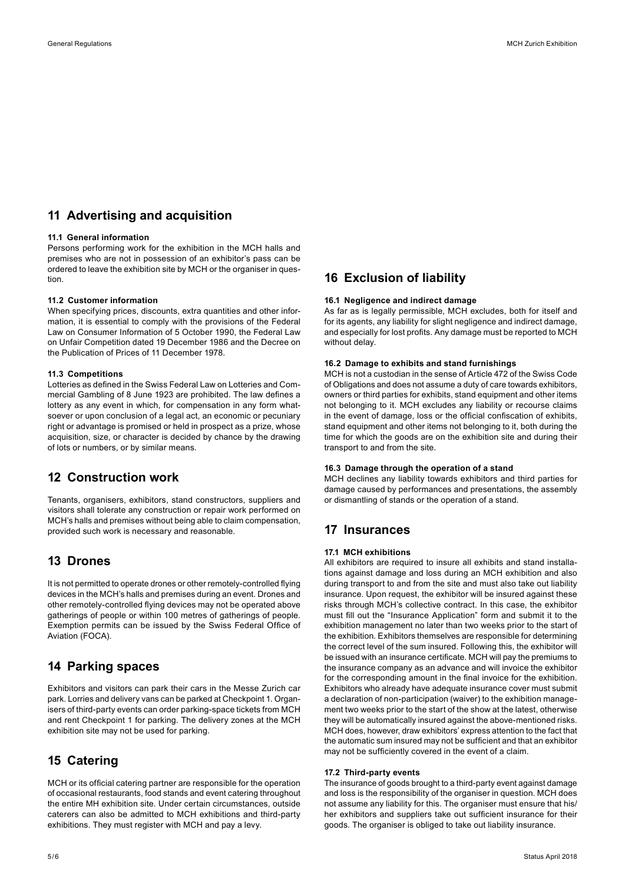## 11 Advertising and acquisition

### 11.1 General information

Persons performing work for the exhibition in the MCH halls and premises who are not in possession of an exhibitor's pass can be ordered to leave the exhibition site by MCH or the organiser in question.

### 11.2 Customer information

When specifying prices, discounts, extra quantities and other information, it is essential to comply with the provisions of the Federal Law on Consumer Information of 5 October 1990, the Federal Law on Unfair Competition dated 19 December 1986 and the Decree on the Publication of Prices of 11 December 1978.

### 11.3 Competitions

Lotteries as defined in the Swiss Federal Law on Lotteries and Commercial Gambling of 8 June 1923 are prohibited. The law defines a lottery as any event in which, for compensation in any form whatsoever or upon conclusion of a legal act, an economic or pecuniary right or advantage is promised or held in prospect as a prize, whose acquisition, size, or character is decided by chance by the drawing of lots or numbers, or by similar means.

## 12 Construction work

Tenants, organisers, exhibitors, stand constructors, suppliers and visitors shall tolerate any construction or repair work performed on MCH's halls and premises without being able to claim compensation, provided such work is necessary and reasonable.

## 13 Drones

It is not permitted to operate drones or other remotely-controlled flying devices in the MCH's halls and premises during an event. Drones and other remotely-controlled flying devices may not be operated above gatherings of people or within 100 metres of gatherings of people. Exemption permits can be issued by the Swiss Federal Office of Aviation (FOCA).

## 14 Parking spaces

Exhibitors and visitors can park their cars in the Messe Zurich car park. Lorries and delivery vans can be parked at Checkpoint 1. Organisers of third-party events can order parking-space tickets from MCH and rent Checkpoint 1 for parking. The delivery zones at the MCH exhibition site may not be used for parking.

## 15 Catering

MCH or its official catering partner are responsible for the operation of occasional restaurants, food stands and event catering throughout the entire MH exhibition site. Under certain circumstances, outside caterers can also be admitted to MCH exhibitions and third-party exhibitions. They must register with MCH and pay a levy.

## 16 Exclusion of liability

### 16.1 Negligence and indirect damage

As far as is legally permissible, MCH excludes, both for itself and for its agents, any liability for slight negligence and indirect damage, and especially for lost profits. Any damage must be reported to MCH without delay.

### 16.2 Damage to exhibits and stand furnishings

MCH is not a custodian in the sense of Article 472 of the Swiss Code of Obligations and does not assume a duty of care towards exhibitors, owners or third parties for exhibits, stand equipment and other items not belonging to it. MCH excludes any liability or recourse claims in the event of damage, loss or the official confiscation of exhibits, stand equipment and other items not belonging to it, both during the time for which the goods are on the exhibition site and during their transport to and from the site.

### 16.3 Damage through the operation of a stand

MCH declines any liability towards exhibitors and third parties for damage caused by performances and presentations, the assembly or dismantling of stands or the operation of a stand.

## 17 Insurances

### 17.1 MCH exhibitions

All exhibitors are required to insure all exhibits and stand installations against damage and loss during an MCH exhibition and also during transport to and from the site and must also take out liability insurance. Upon request, the exhibitor will be insured against these risks through MCH's collective contract. In this case, the exhibitor must fill out the "Insurance Application" form and submit it to the exhibition management no later than two weeks prior to the start of the exhibition. Exhibitors themselves are responsible for determining the correct level of the sum insured. Following this, the exhibitor will be issued with an insurance certificate. MCH will pay the premiums to the insurance company as an advance and will invoice the exhibitor for the corresponding amount in the final invoice for the exhibition. Exhibitors who already have adequate insurance cover must submit a declaration of non-participation (waiver) to the exhibition management two weeks prior to the start of the show at the latest, otherwise they will be automatically insured against the above-mentioned risks. MCH does, however, draw exhibitors' express attention to the fact that the automatic sum insured may not be sufficient and that an exhibitor may not be sufficiently covered in the event of a claim.

### 17.2 Third-party events

The insurance of goods brought to a third-party event against damage and loss is the responsibility of the organiser in question. MCH does not assume any liability for this. The organiser must ensure that his/her exhibitors and suppliers take out sufficient insurance for their goods. The organiser is obliged to take out liability insurance.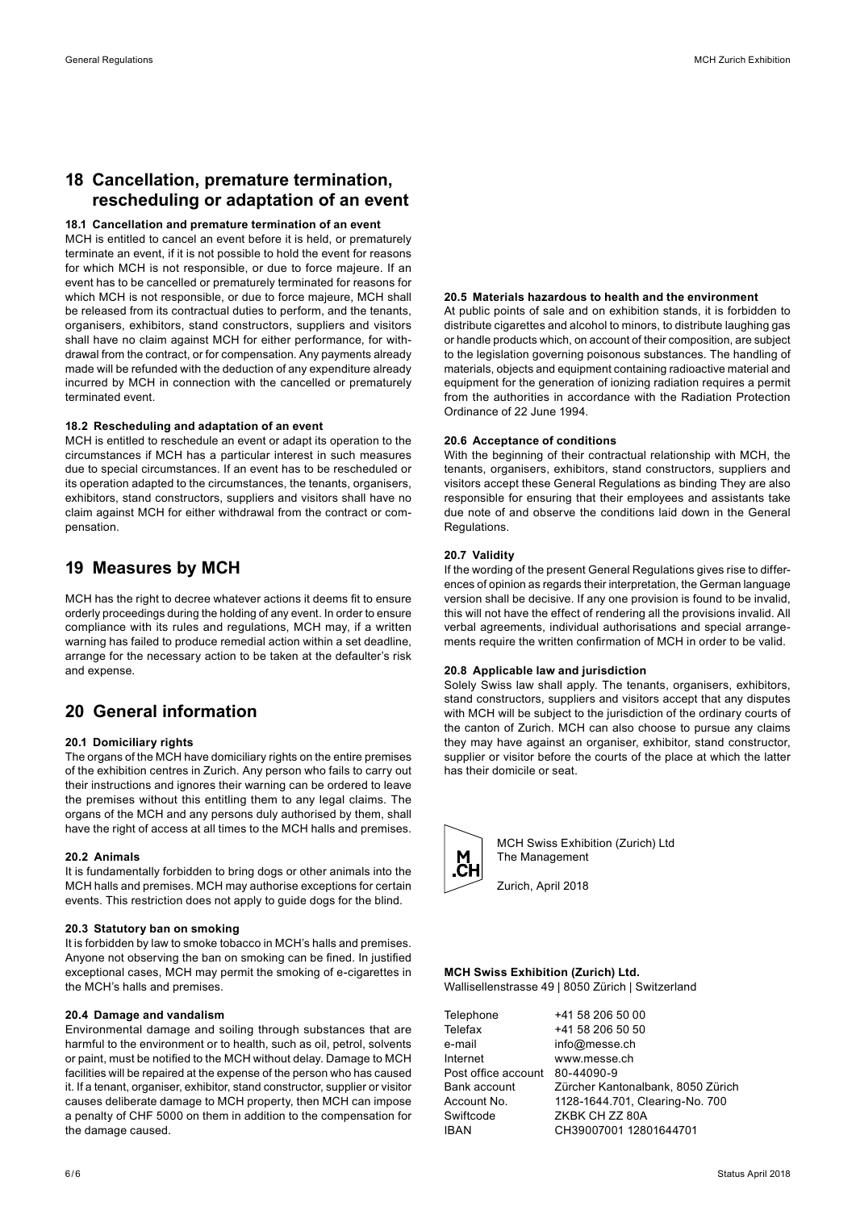## 18 Cancellation, premature termination, rescheduling or adaptation of an event

### 18.1 Cancellation and premature termination of an event

MCH is entitled to cancel an event before it is held, or prematurely terminate an event, if it is not possible to hold the event for reasons for which MCH is not responsible, or due to force majeure. If an event has to be cancelled or prematurely terminated for reasons for which MCH is not responsible, or due to force majeure, MCH shall be released from its contractual duties to perform, and the tenants, organisers, exhibitors, stand constructors, suppliers and visitors shall have no claim against MCH for either performance, for withdrawal from the contract, or for compensation. Any payments already made will be refunded with the deduction of any expenditure already incurred by MCH in connection with the cancelled or prematurely terminated event.

### 18.2 Rescheduling and adaptation of an event

MCH is entitled to reschedule an event or adapt its operation to the circumstances if MCH has a particular interest in such measures due to special circumstances. If an event has to be rescheduled or its operation adapted to the circumstances, the tenants, organisers, exhibitors, stand constructors, suppliers and visitors shall have no claim against MCH for either withdrawal from the contract or compensation.

## 19 Measures by MCH

MCH has the right to decree whatever actions it deems fit to ensure orderly proceedings during the holding of any event. In order to ensure compliance with its rules and regulations, MCH may, if a written warning has failed to produce remedial action within a set deadline, arrange for the necessary action to be taken at the defaulter's risk and expense.

## 20 General information

### 20.1 Domiciliary rights

The organs of the MCH have domiciliary rights on the entire premises of the exhibition centres in Zurich. Any person who fails to carry out their instructions and ignores their warning can be ordered to leave the premises without this entitling them to any legal claims. The organs of the MCH and any persons duly authorised by them, shall have the right of access at all times to the MCH halls and premises.

### 20.2 Animals

It is fundamentally forbidden to bring dogs or other animals into the MCH halls and premises. MCH may authorise exceptions for certain events. This restriction does not apply to guide dogs for the blind.

### 20.3 Statutory ban on smoking

It is forbidden by law to smoke tobacco in MCH's halls and premises. Anyone not observing the ban on smoking can be fined. In justified exceptional cases, MCH may permit the smoking of e-cigarettes in the MCH's halls and premises.

### 20.4 Damage and vandalism

Environmental damage and soiling through substances that are harmful to the environment or to health, such as oil, petrol, solvents or paint, must be notified to the MCH without delay. Damage to MCH facilities will be repaired at the expense of the person who has caused it. If a tenant, organiser, exhibitor, stand constructor, supplier or visitor causes deliberate damage to MCH property, then MCH can impose a penalty of CHF 5000 on them in addition to the compensation for the damage caused.

### 20.5 Materials hazardous to health and the environment

At public points of sale and on exhibition stands, it is forbidden to distribute cigarettes and alcohol to minors, to distribute laughing gas or handle products which, on account of their composition, are subject to the legislation governing poisonous substances. The handling of materials, objects and equipment containing radioactive material and equipment for the generation of ionizing radiation requires a permit from the authorities in accordance with the Radiation Protection Ordinance of 22 June 1994.

### 20.6 Acceptance of conditions

With the beginning of their contractual relationship with MCH, the tenants, organisers, exhibitors, stand constructors, suppliers and visitors accept these General Regulations as binding They are also responsible for ensuring that their employees and assistants take due note of and observe the conditions laid down in the General Regulations.

### 20.7 Validity

If the wording of the present General Regulations gives rise to differences of opinion as regards their interpretation, the German language version shall be decisive. If any one provision is found to be invalid, this will not have the effect of rendering all the provisions invalid. All verbal agreements, individual authorisations and special arrangements require the written confirmation of MCH in order to be valid.

### 20.8 Applicable law and jurisdiction

Solely Swiss law shall apply. The tenants, organisers, exhibitors, stand constructors, suppliers and visitors accept that any disputes with MCH will be subject to the jurisdiction of the ordinary courts of the canton of Zurich. MCH can also choose to pursue any claims they may have against an organiser, exhibitor, stand constructor, supplier or visitor before the courts of the place at which the latter has their domicile or seat.

M.CH

MCH Swiss Exhibition (Zurich) Ltd
The Management

Zurich, April 2018

**MCH Swiss Exhibition (Zurich) Ltd.**
Wallisellenstrasse 49 | 8050 Zürich | Switzerland

| | |
|---|---|
| Telephone | +41 58 206 50 00 |
| Telefax | +41 58 206 50 50 |
| e-mail | info@messe.ch |
| Internet | www.messe.ch |
| Post office account | 80-44090-9 |
| Bank account | Zürcher Kantonalbank, 8050 Zürich |
| Account No. | 1128-1644.701, Clearing-No. 700 |
| Swiftcode | ZKBK CH ZZ 80A |
| IBAN | CH39007001 12801644701 |